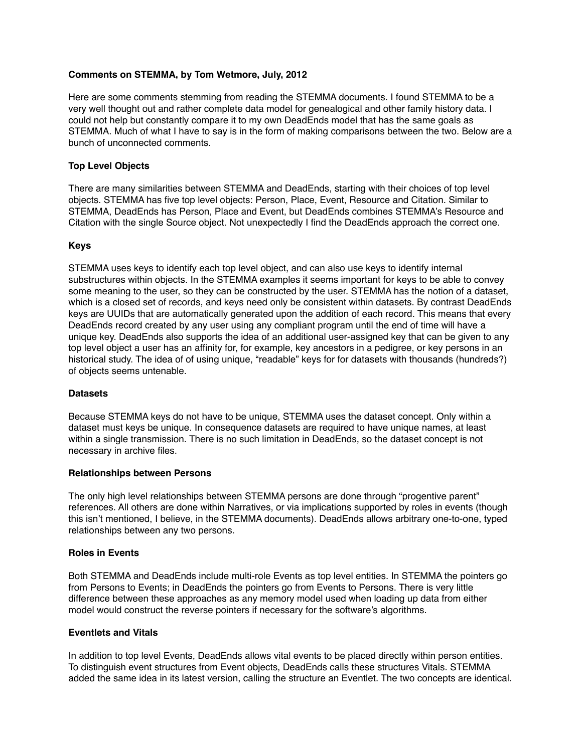**Comments on STEMMA, by Tom Wetmore, July, 2012**

Here are some comments stemming from reading the STEMMA documents. I found STEMMA to be a very well thought out and rather complete data model for genealogical and other family history data. I could not help but constantly compare it to my own DeadEnds model that has the same goals as STEMMA. Much of what I have to say is in the form of making comparisons between the two. Below are a bunch of unconnected comments.

**Top Level Objects**

There are many similarities between STEMMA and DeadEnds, starting with their choices of top level objects. STEMMA has five top level objects: Person, Place, Event, Resource and Citation. Similar to STEMMA, DeadEnds has Person, Place and Event, but DeadEnds combines STEMMA's Resource and Citation with the single Source object. Not unexpectedly I find the DeadEnds approach the correct one.

**Keys**

STEMMA uses keys to identify each top level object, and can also use keys to identify internal substructures within objects. In the STEMMA examples it seems important for keys to be able to convey some meaning to the user, so they can be constructed by the user. STEMMA has the notion of a dataset, which is a closed set of records, and keys need only be consistent within datasets. By contrast DeadEnds keys are UUIDs that are automatically generated upon the addition of each record. This means that every DeadEnds record created by any user using any compliant program until the end of time will have a unique key. DeadEnds also supports the idea of an additional user-assigned key that can be given to any top level object a user has an affinity for, for example, key ancestors in a pedigree, or key persons in an historical study. The idea of of using unique, "readable" keys for for datasets with thousands (hundreds?) of objects seems untenable.

**Datasets**

Because STEMMA keys do not have to be unique, STEMMA uses the dataset concept. Only within a dataset must keys be unique. In consequence datasets are required to have unique names, at least within a single transmission. There is no such limitation in DeadEnds, so the dataset concept is not necessary in archive files.

**Relationships between Persons**

The only high level relationships between STEMMA persons are done through "progentive parent" references. All others are done within Narratives, or via implications supported by roles in events (though this isn't mentioned, I believe, in the STEMMA documents). DeadEnds allows arbitrary one-to-one, typed relationships between any two persons.

**Roles in Events**

Both STEMMA and DeadEnds include multi-role Events as top level entities. In STEMMA the pointers go from Persons to Events; in DeadEnds the pointers go from Events to Persons. There is very little difference between these approaches as any memory model used when loading up data from either model would construct the reverse pointers if necessary for the software's algorithms.

**Eventlets and Vitals**

In addition to top level Events, DeadEnds allows vital events to be placed directly within person entities. To distinguish event structures from Event objects, DeadEnds calls these structures Vitals. STEMMA added the same idea in its latest version, calling the structure an Eventlet. The two concepts are identical.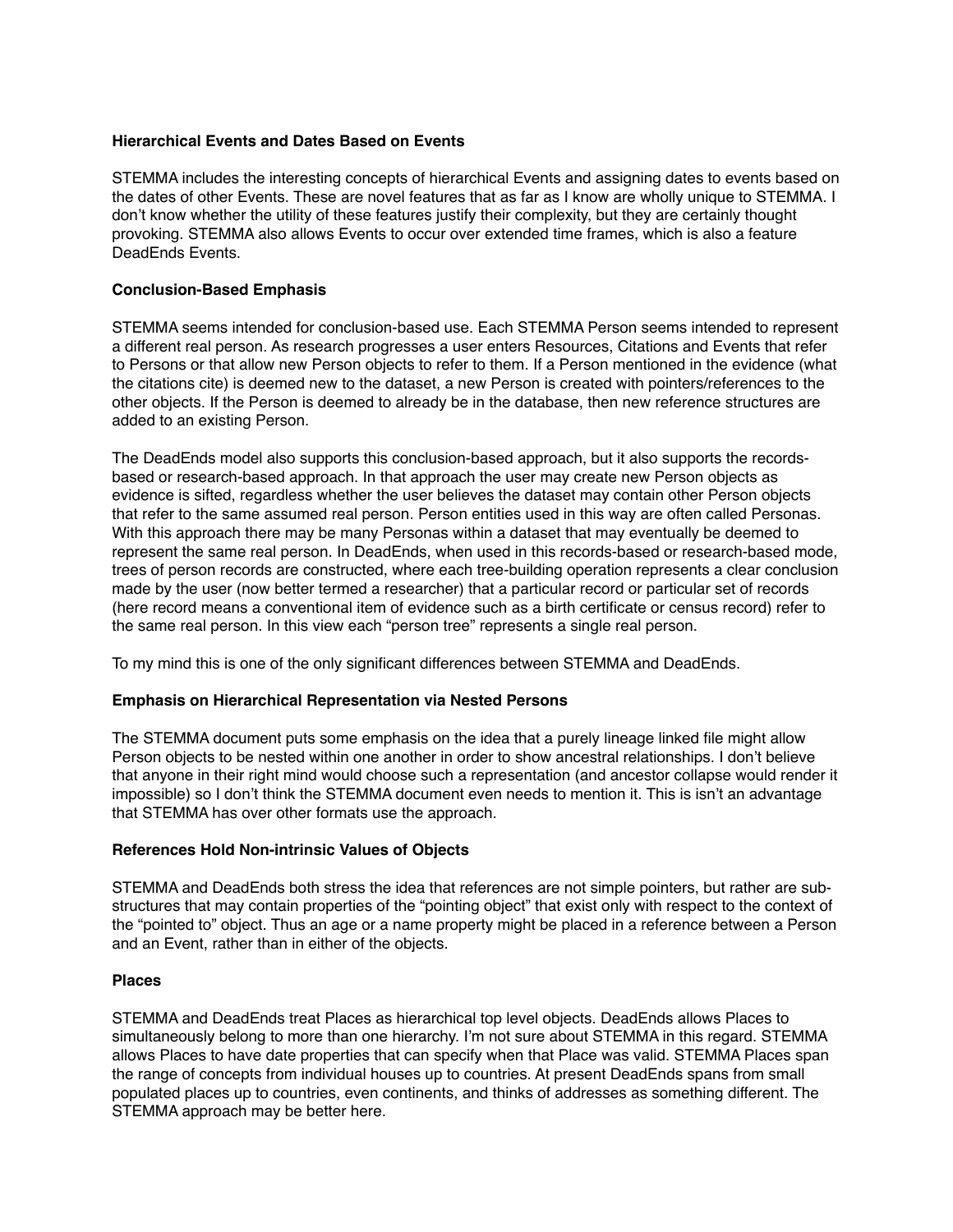**Hierarchical Events and Dates Based on Events**

STEMMA includes the interesting concepts of hierarchical Events and assigning dates to events based on the dates of other Events. These are novel features that as far as I know are wholly unique to STEMMA. I don't know whether the utility of these features justify their complexity, but they are certainly thought provoking. STEMMA also allows Events to occur over extended time frames, which is also a feature DeadEnds Events.

**Conclusion-Based Emphasis**

STEMMA seems intended for conclusion-based use. Each STEMMA Person seems intended to represent a different real person. As research progresses a user enters Resources, Citations and Events that refer to Persons or that allow new Person objects to refer to them. If a Person mentioned in the evidence (what the citations cite) is deemed new to the dataset, a new Person is created with pointers/references to the other objects. If the Person is deemed to already be in the database, then new reference structures are added to an existing Person.

The DeadEnds model also supports this conclusion-based approach, but it also supports the records-based or research-based approach. In that approach the user may create new Person objects as evidence is sifted, regardless whether the user believes the dataset may contain other Person objects that refer to the same assumed real person. Person entities used in this way are often called Personas. With this approach there may be many Personas within a dataset that may eventually be deemed to represent the same real person. In DeadEnds, when used in this records-based or research-based mode, trees of person records are constructed, where each tree-building operation represents a clear conclusion made by the user (now better termed a researcher) that a particular record or particular set of records (here record means a conventional item of evidence such as a birth certificate or census record) refer to the same real person. In this view each "person tree" represents a single real person.

To my mind this is one of the only significant differences between STEMMA and DeadEnds.

**Emphasis on Hierarchical Representation via Nested Persons**

The STEMMA document puts some emphasis on the idea that a purely lineage linked file might allow Person objects to be nested within one another in order to show ancestral relationships. I don't believe that anyone in their right mind would choose such a representation (and ancestor collapse would render it impossible) so I don't think the STEMMA document even needs to mention it. This is isn't an advantage that STEMMA has over other formats use the approach.

**References Hold Non-intrinsic Values of Objects**

STEMMA and DeadEnds both stress the idea that references are not simple pointers, but rather are sub-structures that may contain properties of the "pointing object" that exist only with respect to the context of the "pointed to" object. Thus an age or a name property might be placed in a reference between a Person and an Event, rather than in either of the objects.

**Places**

STEMMA and DeadEnds treat Places as hierarchical top level objects. DeadEnds allows Places to simultaneously belong to more than one hierarchy. I'm not sure about STEMMA in this regard. STEMMA allows Places to have date properties that can specify when that Place was valid. STEMMA Places span the range of concepts from individual houses up to countries. At present DeadEnds spans from small populated places up to countries, even continents, and thinks of addresses as something different. The STEMMA approach may be better here.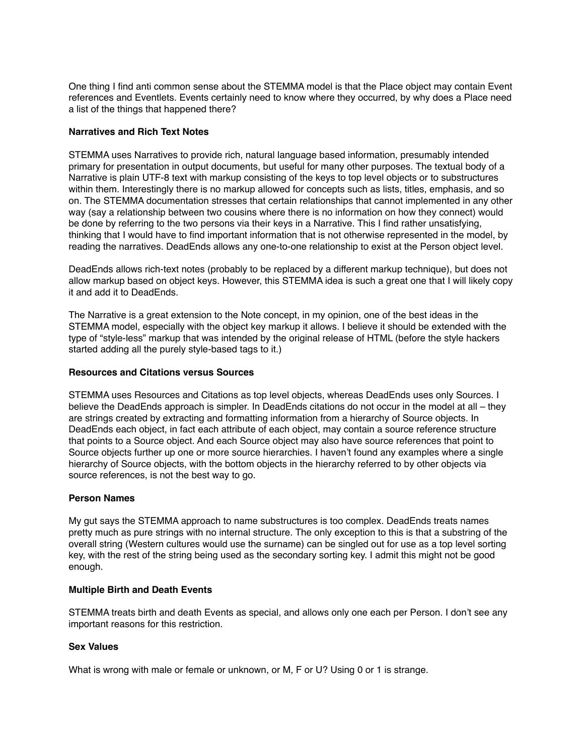One thing I find anti common sense about the STEMMA model is that the Place object may contain Event references and Eventlets. Events certainly need to know where they occurred, by why does a Place need a list of the things that happened there?

**Narratives and Rich Text Notes**

STEMMA uses Narratives to provide rich, natural language based information, presumably intended primary for presentation in output documents, but useful for many other purposes. The textual body of a Narrative is plain UTF-8 text with markup consisting of the keys to top level objects or to substructures within them. Interestingly there is no markup allowed for concepts such as lists, titles, emphasis, and so on. The STEMMA documentation stresses that certain relationships that cannot implemented in any other way (say a relationship between two cousins where there is no information on how they connect) would be done by referring to the two persons via their keys in a Narrative. This I find rather unsatisfying, thinking that I would have to find important information that is not otherwise represented in the model, by reading the narratives. DeadEnds allows any one-to-one relationship to exist at the Person object level.

DeadEnds allows rich-text notes (probably to be replaced by a different markup technique), but does not allow markup based on object keys. However, this STEMMA idea is such a great one that I will likely copy it and add it to DeadEnds.

The Narrative is a great extension to the Note concept, in my opinion, one of the best ideas in the STEMMA model, especially with the object key markup it allows. I believe it should be extended with the type of “style-less” markup that was intended by the original release of HTML (before the style hackers started adding all the purely style-based tags to it.)

**Resources and Citations versus Sources**

STEMMA uses Resources and Citations as top level objects, whereas DeadEnds uses only Sources. I believe the DeadEnds approach is simpler. In DeadEnds citations do not occur in the model at all – they are strings created by extracting and formatting information from a hierarchy of Source objects. In DeadEnds each object, in fact each attribute of each object, may contain a source reference structure that points to a Source object. And each Source object may also have source references that point to Source objects further up one or more source hierarchies. I haven’t found any examples where a single hierarchy of Source objects, with the bottom objects in the hierarchy referred to by other objects via source references, is not the best way to go.

**Person Names**

My gut says the STEMMA approach to name substructures is too complex. DeadEnds treats names pretty much as pure strings with no internal structure. The only exception to this is that a substring of the overall string (Western cultures would use the surname) can be singled out for use as a top level sorting key, with the rest of the string being used as the secondary sorting key. I admit this might not be good enough.

**Multiple Birth and Death Events**

STEMMA treats birth and death Events as special, and allows only one each per Person. I don’t see any important reasons for this restriction.

**Sex Values**

What is wrong with male or female or unknown, or M, F or U? Using 0 or 1 is strange.